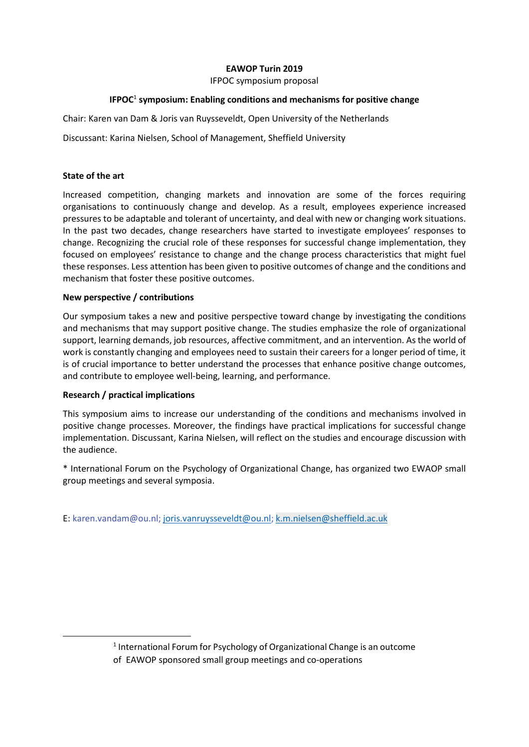**EAWOP Turin 2019**

IFPOC symposium proposal

**IFPOC[1] symposium: Enabling conditions and mechanisms for positive change**

Chair: Karen van Dam & Joris van Ruysseveldt, Open University of the Netherlands

Discussant: Karina Nielsen, School of Management, Sheffield University

**State of the art**

Increased competition, changing markets and innovation are some of the forces requiring organisations to continuously change and develop. As a result, employees experience increased pressures to be adaptable and tolerant of uncertainty, and deal with new or changing work situations. In the past two decades, change researchers have started to investigate employees' responses to change. Recognizing the crucial role of these responses for successful change implementation, they focused on employees' resistance to change and the change process characteristics that might fuel these responses. Less attention has been given to positive outcomes of change and the conditions and mechanism that foster these positive outcomes.

**New perspective / contributions**

Our symposium takes a new and positive perspective toward change by investigating the conditions and mechanisms that may support positive change. The studies emphasize the role of organizational support, learning demands, job resources, affective commitment, and an intervention. As the world of work is constantly changing and employees need to sustain their careers for a longer period of time, it is of crucial importance to better understand the processes that enhance positive change outcomes, and contribute to employee well-being, learning, and performance.

**Research / practical implications**

This symposium aims to increase our understanding of the conditions and mechanisms involved in positive change processes. Moreover, the findings have practical implications for successful change implementation. Discussant, Karina Nielsen, will reflect on the studies and encourage discussion with the audience.

* International Forum on the Psychology of Organizational Change, has organized two EWAOP small group meetings and several symposia.

E: karen.vandam@ou.nl; joris.vanruysseveldt@ou.nl; k.m.nielsen@sheffield.ac.uk

[1] International Forum for Psychology of Organizational Change is an outcome of EAWOP sponsored small group meetings and co-operations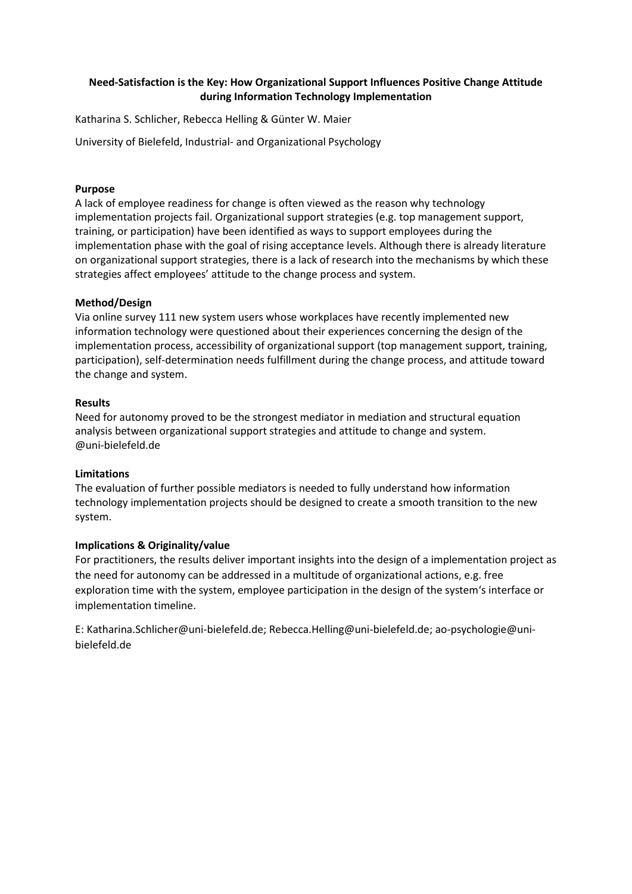**Need-Satisfaction is the Key: How Organizational Support Influences Positive Change Attitude during Information Technology Implementation**

Katharina S. Schlicher, Rebecca Helling & Günter W. Maier

University of Bielefeld, Industrial- and Organizational Psychology

**Purpose**

A lack of employee readiness for change is often viewed as the reason why technology implementation projects fail. Organizational support strategies (e.g. top management support, training, or participation) have been identified as ways to support employees during the implementation phase with the goal of rising acceptance levels. Although there is already literature on organizational support strategies, there is a lack of research into the mechanisms by which these strategies affect employees' attitude to the change process and system.

**Method/Design**

Via online survey 111 new system users whose workplaces have recently implemented new information technology were questioned about their experiences concerning the design of the implementation process, accessibility of organizational support (top management support, training, participation), self-determination needs fulfillment during the change process, and attitude toward the change and system.

**Results**

Need for autonomy proved to be the strongest mediator in mediation and structural equation analysis between organizational support strategies and attitude to change and system. @uni-bielefeld.de

**Limitations**

The evaluation of further possible mediators is needed to fully understand how information technology implementation projects should be designed to create a smooth transition to the new system.

**Implications & Originality/value**

For practitioners, the results deliver important insights into the design of a implementation project as the need for autonomy can be addressed in a multitude of organizational actions, e.g. free exploration time with the system, employee participation in the design of the system's interface or implementation timeline.

E: Katharina.Schlicher@uni-bielefeld.de; Rebecca.Helling@uni-bielefeld.de; ao-psychologie@uni-bielefeld.de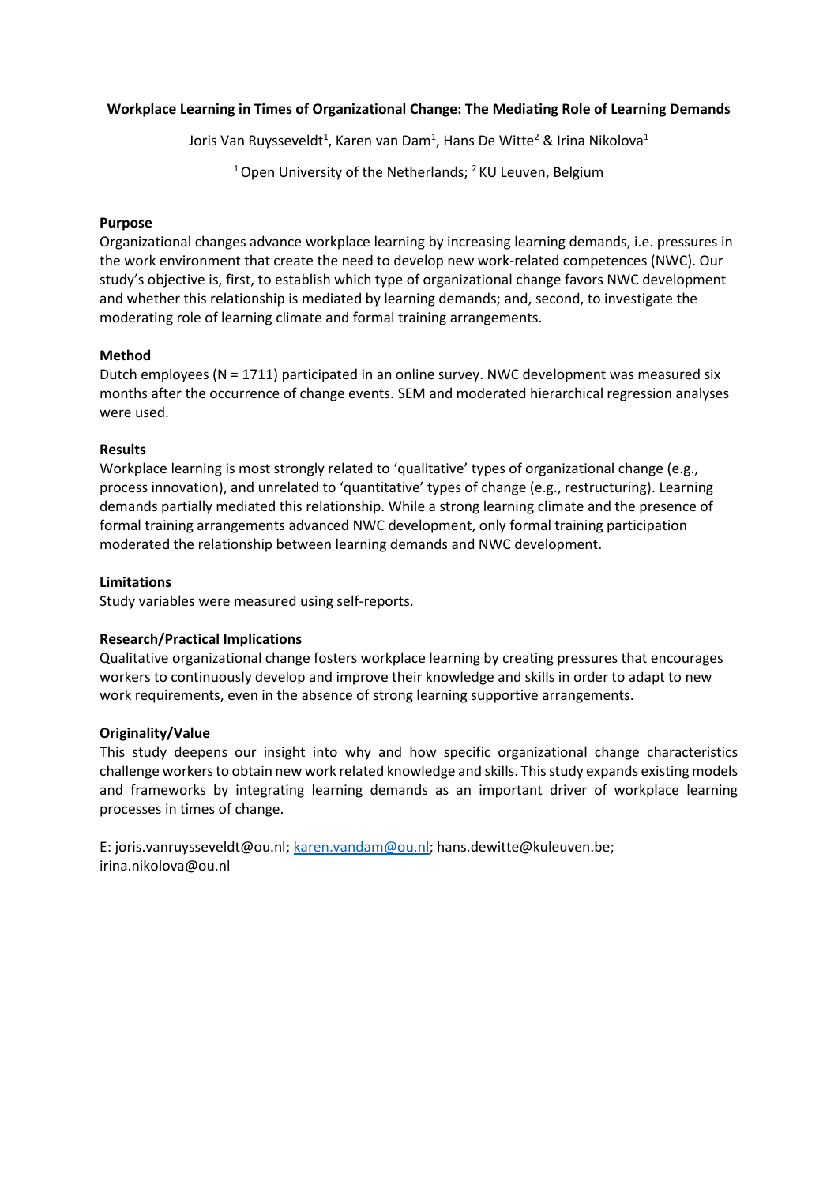**Workplace Learning in Times of Organizational Change: The Mediating Role of Learning Demands**

Joris Van Ruysseveldt[1], Karen van Dam[1], Hans De Witte[2] & Irina Nikolova[1]

[1] Open University of the Netherlands; [2] KU Leuven, Belgium

**Purpose**

Organizational changes advance workplace learning by increasing learning demands, i.e. pressures in the work environment that create the need to develop new work-related competences (NWC). Our study's objective is, first, to establish which type of organizational change favors NWC development and whether this relationship is mediated by learning demands; and, second, to investigate the moderating role of learning climate and formal training arrangements.

**Method**

Dutch employees (N = 1711) participated in an online survey. NWC development was measured six months after the occurrence of change events. SEM and moderated hierarchical regression analyses were used.

**Results**

Workplace learning is most strongly related to 'qualitative' types of organizational change (e.g., process innovation), and unrelated to 'quantitative' types of change (e.g., restructuring). Learning demands partially mediated this relationship. While a strong learning climate and the presence of formal training arrangements advanced NWC development, only formal training participation moderated the relationship between learning demands and NWC development.

**Limitations**

Study variables were measured using self-reports.

**Research/Practical Implications**

Qualitative organizational change fosters workplace learning by creating pressures that encourages workers to continuously develop and improve their knowledge and skills in order to adapt to new work requirements, even in the absence of strong learning supportive arrangements.

**Originality/Value**

This study deepens our insight into why and how specific organizational change characteristics challenge workers to obtain new work related knowledge and skills. This study expands existing models and frameworks by integrating learning demands as an important driver of workplace learning processes in times of change.

E: joris.vanruysseveldt@ou.nl; karen.vandam@ou.nl; hans.dewitte@kuleuven.be; irina.nikolova@ou.nl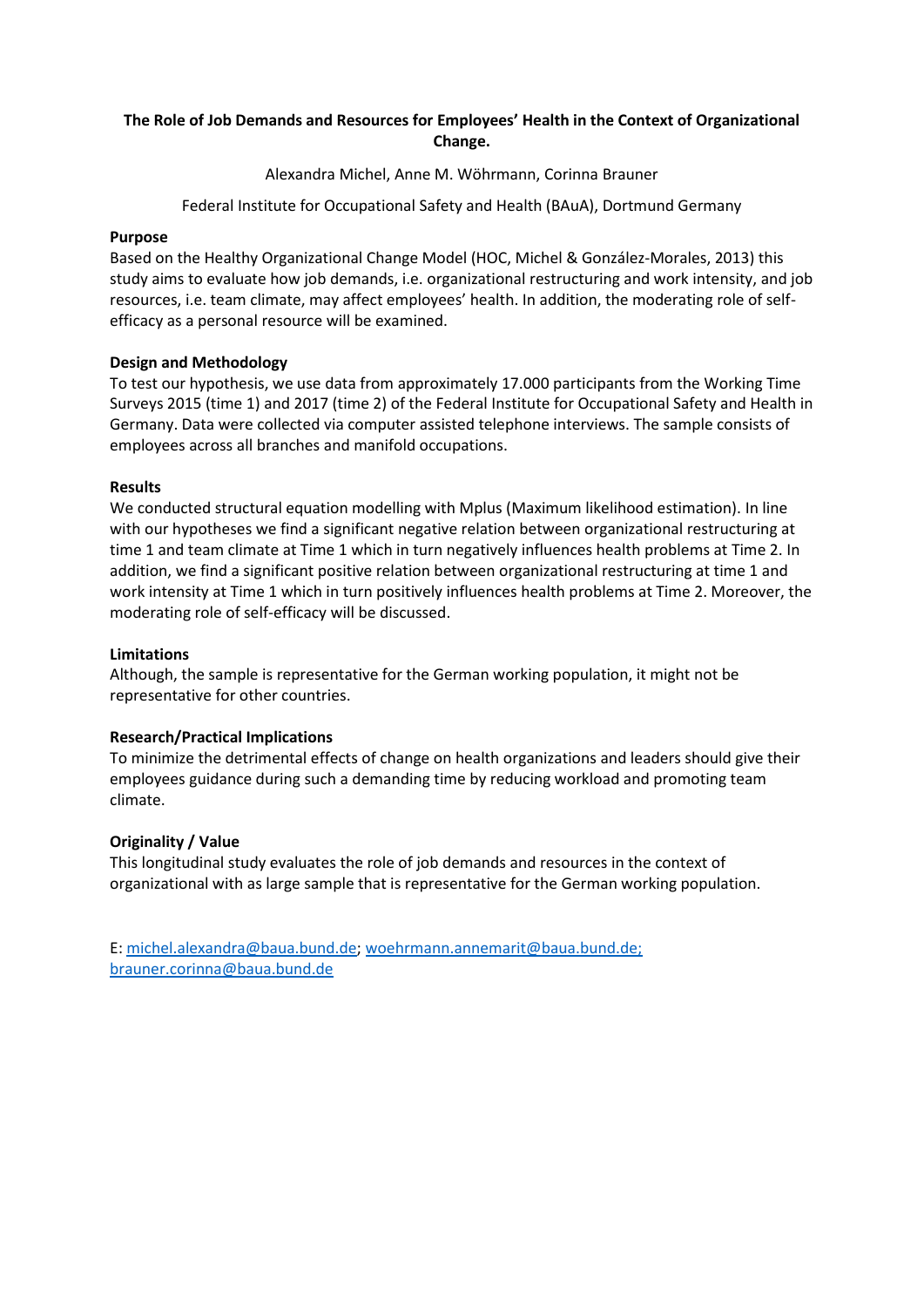**The Role of Job Demands and Resources for Employees' Health in the Context of Organizational Change.**

Alexandra Michel, Anne M. Wöhrmann, Corinna Brauner

Federal Institute for Occupational Safety and Health (BAuA), Dortmund Germany

**Purpose**

Based on the Healthy Organizational Change Model (HOC, Michel & González-Morales, 2013) this study aims to evaluate how job demands, i.e. organizational restructuring and work intensity, and job resources, i.e. team climate, may affect employees' health. In addition, the moderating role of self-efficacy as a personal resource will be examined.

**Design and Methodology**

To test our hypothesis, we use data from approximately 17.000 participants from the Working Time Surveys 2015 (time 1) and 2017 (time 2) of the Federal Institute for Occupational Safety and Health in Germany. Data were collected via computer assisted telephone interviews. The sample consists of employees across all branches and manifold occupations.

**Results**

We conducted structural equation modelling with Mplus (Maximum likelihood estimation). In line with our hypotheses we find a significant negative relation between organizational restructuring at time 1 and team climate at Time 1 which in turn negatively influences health problems at Time 2. In addition, we find a significant positive relation between organizational restructuring at time 1 and work intensity at Time 1 which in turn positively influences health problems at Time 2. Moreover, the moderating role of self-efficacy will be discussed.

**Limitations**

Although, the sample is representative for the German working population, it might not be representative for other countries.

**Research/Practical Implications**

To minimize the detrimental effects of change on health organizations and leaders should give their employees guidance during such a demanding time by reducing workload and promoting team climate.

**Originality / Value**

This longitudinal study evaluates the role of job demands and resources in the context of organizational with as large sample that is representative for the German working population.

E: michel.alexandra@baua.bund.de; woehrmann.annemarit@baua.bund.de; brauner.corinna@baua.bund.de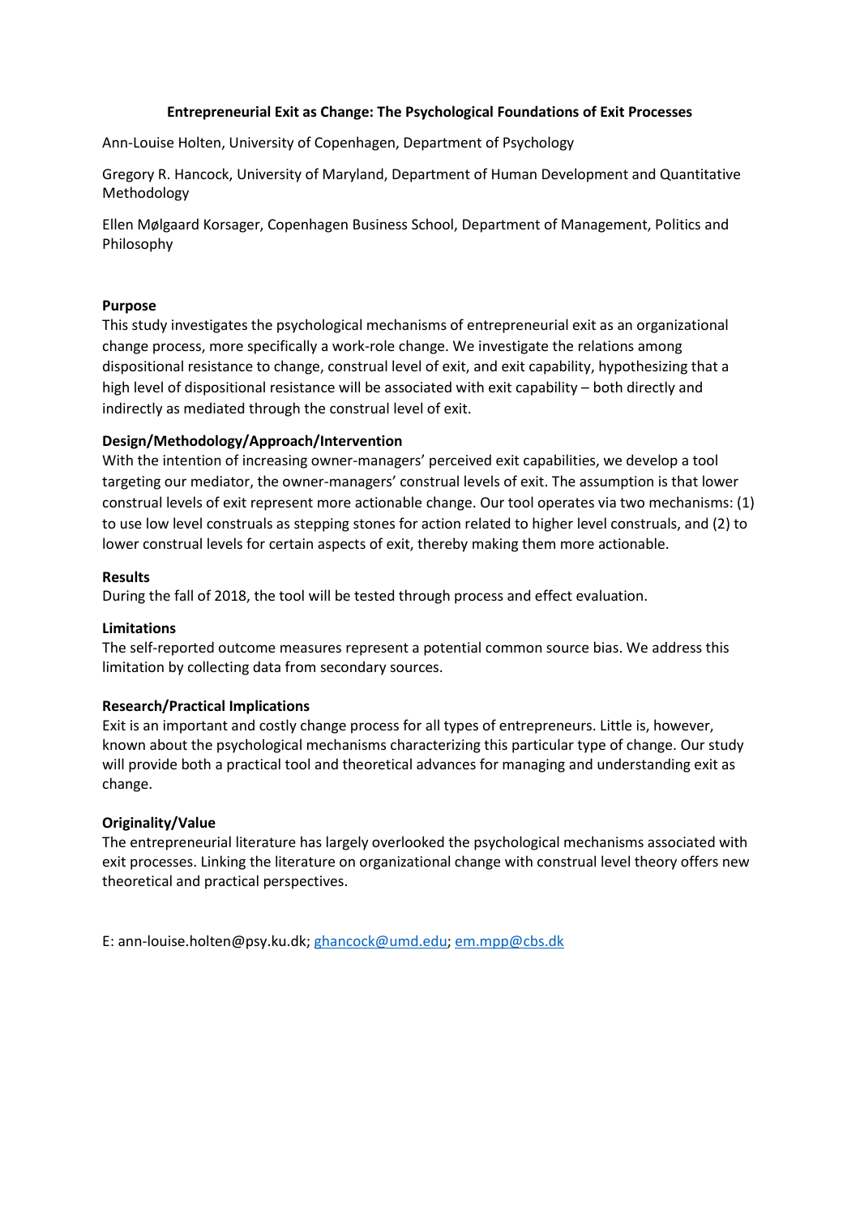**Entrepreneurial Exit as Change: The Psychological Foundations of Exit Processes**

Ann-Louise Holten, University of Copenhagen, Department of Psychology

Gregory R. Hancock, University of Maryland, Department of Human Development and Quantitative Methodology

Ellen Mølgaard Korsager, Copenhagen Business School, Department of Management, Politics and Philosophy

**Purpose**

This study investigates the psychological mechanisms of entrepreneurial exit as an organizational change process, more specifically a work-role change. We investigate the relations among dispositional resistance to change, construal level of exit, and exit capability, hypothesizing that a high level of dispositional resistance will be associated with exit capability – both directly and indirectly as mediated through the construal level of exit.

**Design/Methodology/Approach/Intervention**

With the intention of increasing owner-managers' perceived exit capabilities, we develop a tool targeting our mediator, the owner-managers' construal levels of exit. The assumption is that lower construal levels of exit represent more actionable change. Our tool operates via two mechanisms: (1) to use low level construals as stepping stones for action related to higher level construals, and (2) to lower construal levels for certain aspects of exit, thereby making them more actionable.

**Results**

During the fall of 2018, the tool will be tested through process and effect evaluation.

**Limitations**

The self-reported outcome measures represent a potential common source bias. We address this limitation by collecting data from secondary sources.

**Research/Practical Implications**

Exit is an important and costly change process for all types of entrepreneurs. Little is, however, known about the psychological mechanisms characterizing this particular type of change. Our study will provide both a practical tool and theoretical advances for managing and understanding exit as change.

**Originality/Value**

The entrepreneurial literature has largely overlooked the psychological mechanisms associated with exit processes. Linking the literature on organizational change with construal level theory offers new theoretical and practical perspectives.

E: ann-louise.holten@psy.ku.dk; ghancock@umd.edu; em.mpp@cbs.dk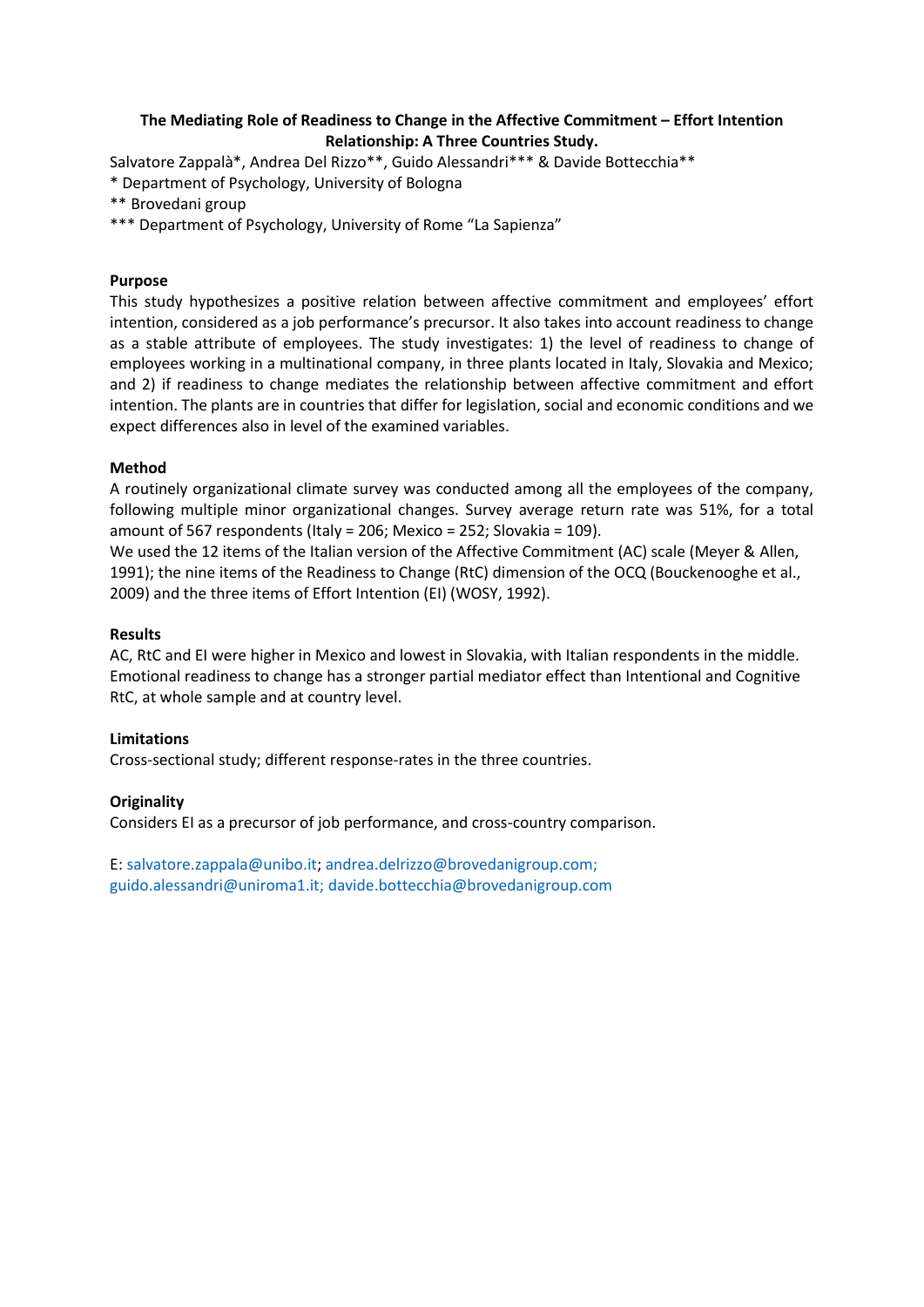**The Mediating Role of Readiness to Change in the Affective Commitment – Effort Intention Relationship: A Three Countries Study.**

Salvatore Zappalà*, Andrea Del Rizzo**, Guido Alessandri*** & Davide Bottecchia**

* Department of Psychology, University of Bologna

** Brovedani group

*** Department of Psychology, University of Rome "La Sapienza"

**Purpose**

This study hypothesizes a positive relation between affective commitment and employees' effort intention, considered as a job performance's precursor. It also takes into account readiness to change as a stable attribute of employees. The study investigates: 1) the level of readiness to change of employees working in a multinational company, in three plants located in Italy, Slovakia and Mexico; and 2) if readiness to change mediates the relationship between affective commitment and effort intention. The plants are in countries that differ for legislation, social and economic conditions and we expect differences also in level of the examined variables.

**Method**

A routinely organizational climate survey was conducted among all the employees of the company, following multiple minor organizational changes. Survey average return rate was 51%, for a total amount of 567 respondents (Italy = 206; Mexico = 252; Slovakia = 109).

We used the 12 items of the Italian version of the Affective Commitment (AC) scale (Meyer & Allen, 1991); the nine items of the Readiness to Change (RtC) dimension of the OCQ (Bouckenooghe et al., 2009) and the three items of Effort Intention (EI) (WOSY, 1992).

**Results**

AC, RtC and EI were higher in Mexico and lowest in Slovakia, with Italian respondents in the middle. Emotional readiness to change has a stronger partial mediator effect than Intentional and Cognitive RtC, at whole sample and at country level.

**Limitations**

Cross-sectional study; different response-rates in the three countries.

**Originality**

Considers EI as a precursor of job performance, and cross-country comparison.

E: salvatore.zappala@unibo.it; andrea.delrizzo@brovedanigroup.com; guido.alessandri@uniroma1.it; davide.bottecchia@brovedanigroup.com